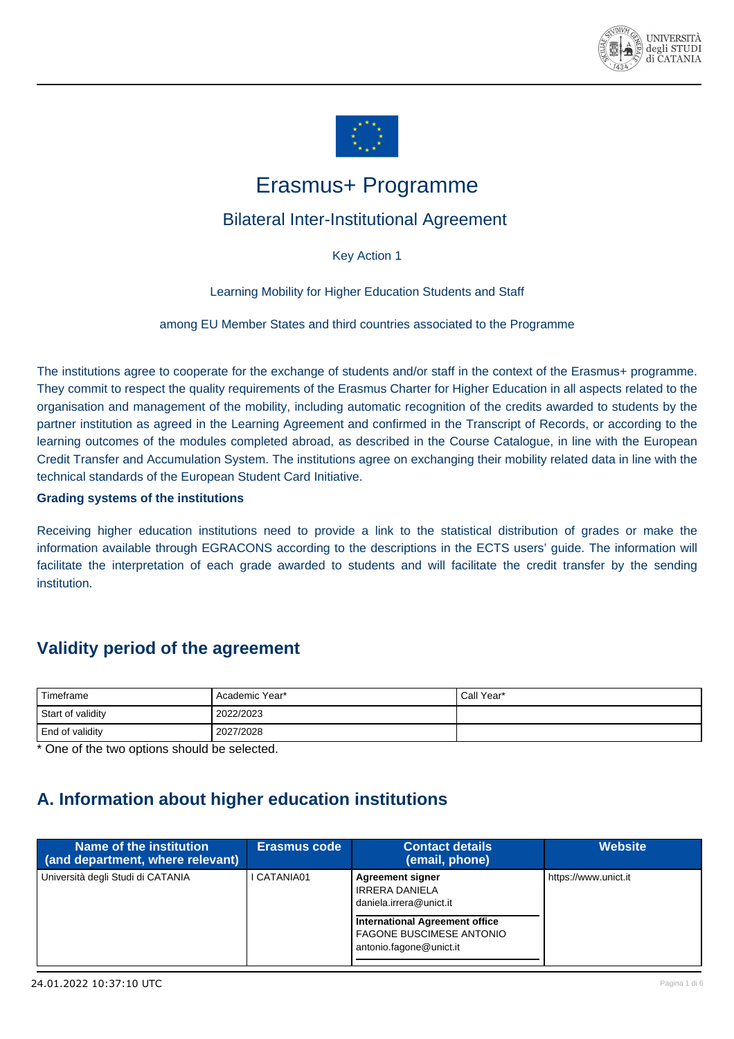# Erasmus+ Programme

## Bilateral Inter-Institutional Agreement

Key Action 1

Learning Mobility for Higher Education Students and Staff

among EU Member States and third countries associated to the Programme

The institutions agree to cooperate for the exchange of students and/or staff in the context of the Erasmus+ programme. They commit to respect the quality requirements of the Erasmus Charter for Higher Education in all aspects related to the organisation and management of the mobility, including automatic recognition of the credits awarded to students by the partner institution as agreed in the Learning Agreement and confirmed in the Transcript of Records, or according to the learning outcomes of the modules completed abroad, as described in the Course Catalogue, in line with the European Credit Transfer and Accumulation System. The institutions agree on exchanging their mobility related data in line with the technical standards of the European Student Card Initiative.

**Grading systems of the institutions**

Receiving higher education institutions need to provide a link to the statistical distribution of grades or make the information available through EGRACONS according to the descriptions in the ECTS users' guide. The information will facilitate the interpretation of each grade awarded to students and will facilitate the credit transfer by the sending institution.

## Validity period of the agreement

| Timeframe | Academic Year* | Call Year* |
|---|---|---|
| Start of validity | 2022/2023 | |
| End of validity | 2027/2028 | |

* One of the two options should be selected.

## A. Information about higher education institutions

| Name of the institution (and department, where relevant) | Erasmus code | Contact details (email, phone) | Website |
|---|---|---|---|
| Università degli Studi di CATANIA | I CATANIA01 | **Agreement signer**<br>IRRERA DANIELA<br>daniela.irrera@unict.it<br>**International Agreement office**<br>FAGONE BUSCIMESE ANTONIO<br>antonio.fagone@unict.it | https://www.unict.it |

24.01.2022 10:37:10 UTC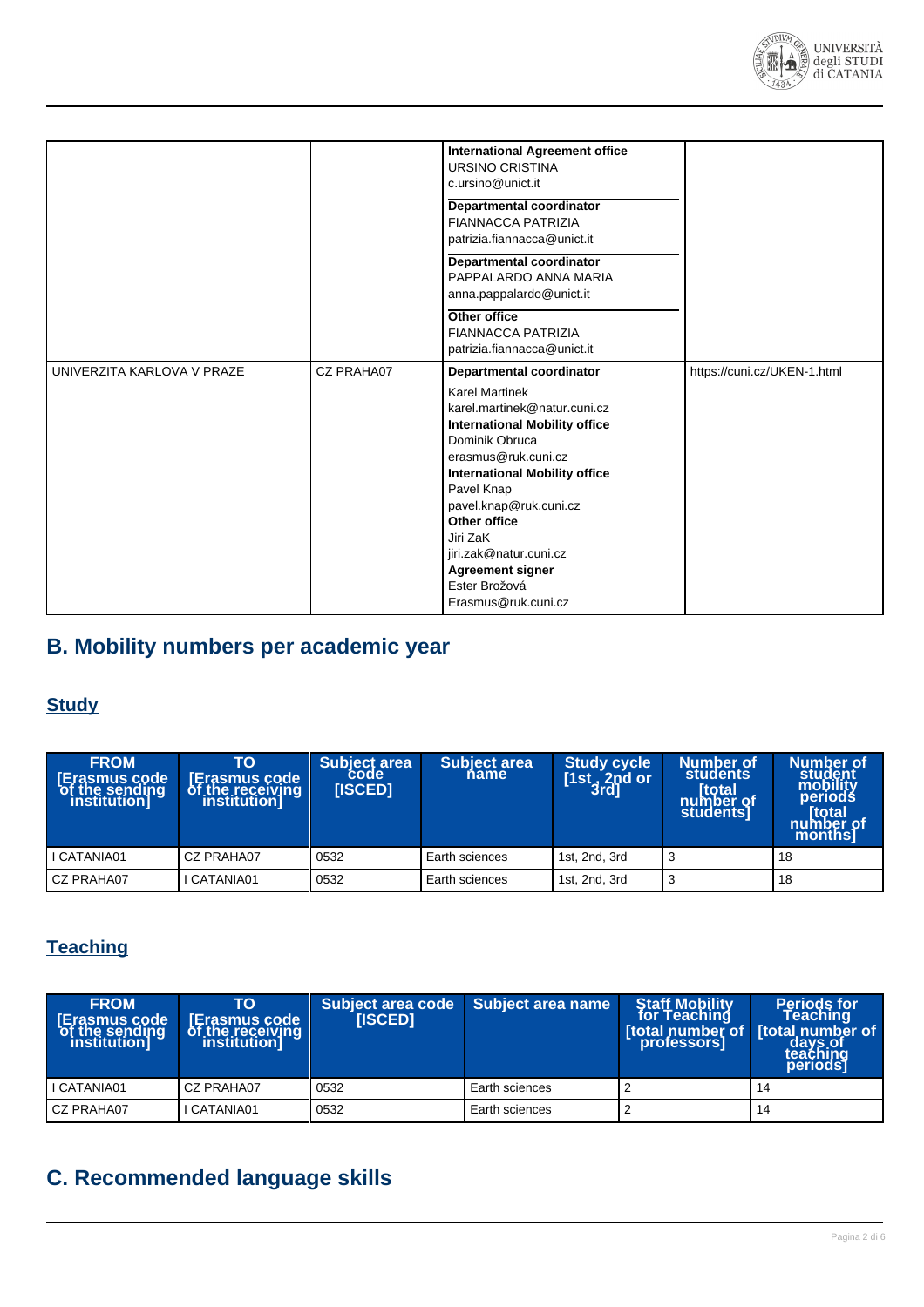| | | | |
|---|---|---|---|
| | | **International Agreement office**<br>URSINO CRISTINA<br>c.ursino@unict.it<br>**Departmental coordinator**<br>FIANNACCA PATRIZIA<br>patrizia.fiannacca@unict.it<br>**Departmental coordinator**<br>PAPPALARDO ANNA MARIA<br>anna.pappalardo@unict.it<br>**Other office**<br>FIANNACCA PATRIZIA<br>patrizia.fiannacca@unict.it | |
| UNIVERZITA KARLOVA V PRAZE | CZ PRAHA07 | **Departmental coordinator**<br>Karel Martinek<br>karel.martinek@natur.cuni.cz<br>**International Mobility office**<br>Dominik Obruca<br>erasmus@ruk.cuni.cz<br>**International Mobility office**<br>Pavel Knap<br>pavel.knap@ruk.cuni.cz<br>**Other office**<br>Jiri ZaK<br>jiri.zak@natur.cuni.cz<br>**Agreement signer**<br>Ester Brožová<br>Erasmus@ruk.cuni.cz | https://cuni.cz/UKEN-1.html |

## B. Mobility numbers per academic year

### Study

| FROM [Erasmus code of the sending institution] | TO [Erasmus code of the receiving institution] | Subject area code [ISCED] | Subject area name | Study cycle [1st, 2nd or 3rd] | Number of students [total number of students] | Number of student mobility periods [total number of months] |
|---|---|---|---|---|---|---|
| I CATANIA01 | CZ PRAHA07 | 0532 | Earth sciences | 1st, 2nd, 3rd | 3 | 18 |
| CZ PRAHA07 | I CATANIA01 | 0532 | Earth sciences | 1st, 2nd, 3rd | 3 | 18 |

### Teaching

| FROM [Erasmus code of the sending institution] | TO [Erasmus code of the receiving institution] | Subject area code [ISCED] | Subject area name | Staff Mobility for Teaching [total number of professors] | Periods for Teaching [total number of days of teaching periods] |
|---|---|---|---|---|---|
| I CATANIA01 | CZ PRAHA07 | 0532 | Earth sciences | 2 | 14 |
| CZ PRAHA07 | I CATANIA01 | 0532 | Earth sciences | 2 | 14 |

## C. Recommended language skills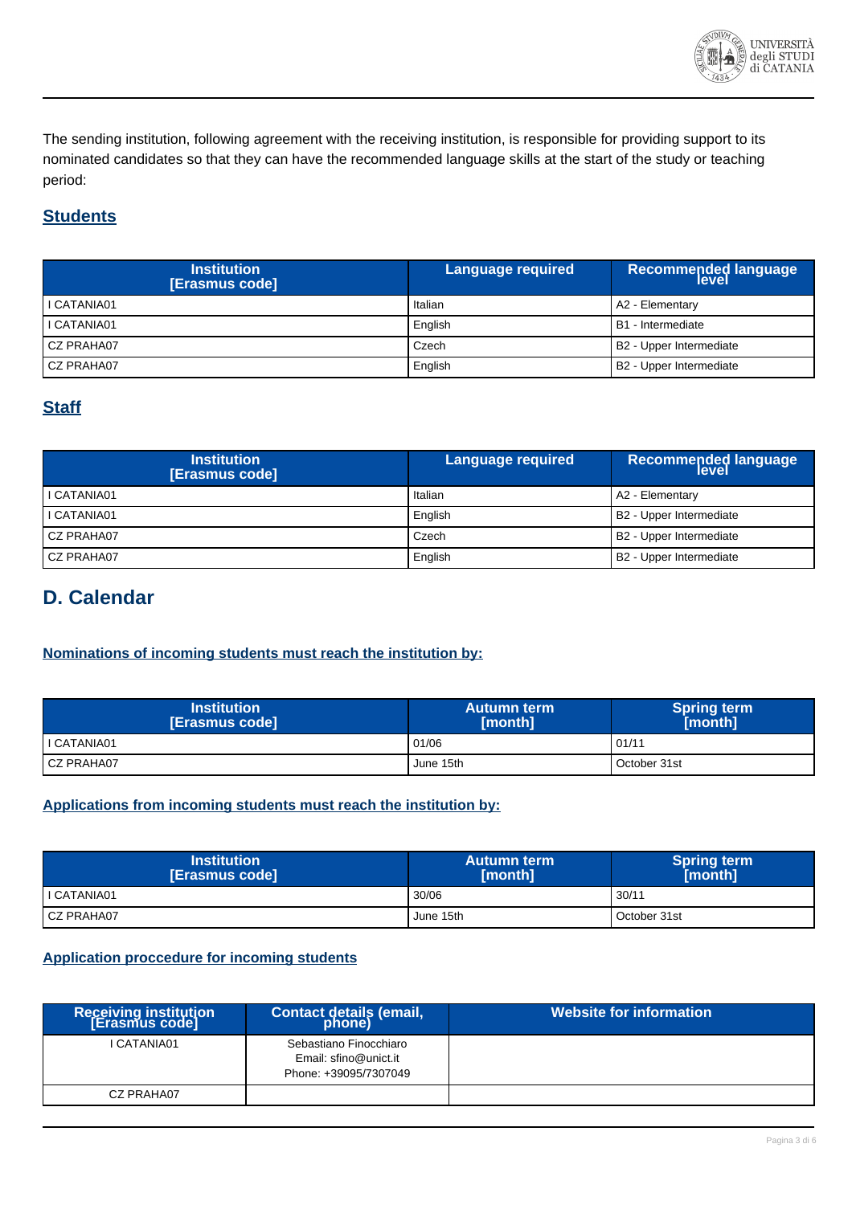The sending institution, following agreement with the receiving institution, is responsible for providing support to its nominated candidates so that they can have the recommended language skills at the start of the study or teaching period:

## Students

| Institution [Erasmus code] | Language required | Recommended language level |
|---|---|---|
| I CATANIA01 | Italian | A2 - Elementary |
| I CATANIA01 | English | B1 - Intermediate |
| CZ PRAHA07 | Czech | B2 - Upper Intermediate |
| CZ PRAHA07 | English | B2 - Upper Intermediate |

## Staff

| Institution [Erasmus code] | Language required | Recommended language level |
|---|---|---|
| I CATANIA01 | Italian | A2 - Elementary |
| I CATANIA01 | English | B2 - Upper Intermediate |
| CZ PRAHA07 | Czech | B2 - Upper Intermediate |
| CZ PRAHA07 | English | B2 - Upper Intermediate |

# D. Calendar

### Nominations of incoming students must reach the institution by:

| Institution [Erasmus code] | Autumn term [month] | Spring term [month] |
|---|---|---|
| I CATANIA01 | 01/06 | 01/11 |
| CZ PRAHA07 | June 15th | October 31st |

### Applications from incoming students must reach the institution by:

| Institution [Erasmus code] | Autumn term [month] | Spring term [month] |
|---|---|---|
| I CATANIA01 | 30/06 | 30/11 |
| CZ PRAHA07 | June 15th | October 31st |

### Application proccedure for incoming students

| Receiving institution [Erasmus code] | Contact details (email, phone) | Website for information |
|---|---|---|
| I CATANIA01 | Sebastiano Finocchiaro<br>Email: sfino@unict.it<br>Phone: +39095/7307049 | |
| CZ PRAHA07 | | |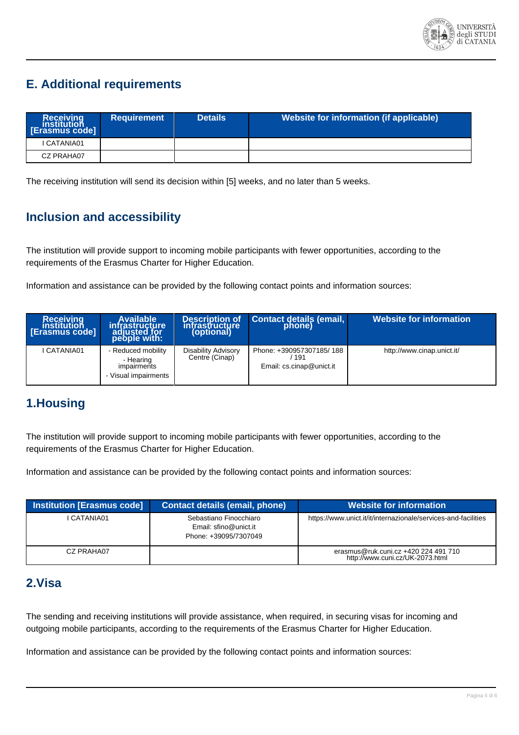## E. Additional requirements

| Receiving institution [Erasmus code] | Requirement | Details | Website for information (if applicable) |
|---|---|---|---|
| I CATANIA01 | | | |
| CZ PRAHA07 | | | |

The receiving institution will send its decision within [5] weeks, and no later than 5 weeks.

## Inclusion and accessibility

The institution will provide support to incoming mobile participants with fewer opportunities, according to the requirements of the Erasmus Charter for Higher Education.

Information and assistance can be provided by the following contact points and information sources:

| Receiving institution [Erasmus code] | Available infrastructure adjusted for people with: | Description of infrastructure (optional) | Contact details (email, phone) | Website for information |
|---|---|---|---|---|
| I CATANIA01 | - Reduced mobility<br>- Hearing impairments<br>- Visual impairments | Disability Advisory Centre (Cinap) | Phone: +390957307185/ 188 / 191<br>Email: cs.cinap@unict.it | http://www.cinap.unict.it/ |

## 1.Housing

The institution will provide support to incoming mobile participants with fewer opportunities, according to the requirements of the Erasmus Charter for Higher Education.

Information and assistance can be provided by the following contact points and information sources:

| Institution [Erasmus code] | Contact details (email, phone) | Website for information |
|---|---|---|
| I CATANIA01 | Sebastiano Finocchiaro<br>Email: sfino@unict.it<br>Phone: +39095/7307049 | https://www.unict.it/it/internazionale/services-and-facilities |
| CZ PRAHA07 | | erasmus@ruk.cuni.cz +420 224 491 710<br>http://www.cuni.cz/UK-2073.html |

## 2.Visa

The sending and receiving institutions will provide assistance, when required, in securing visas for incoming and outgoing mobile participants, according to the requirements of the Erasmus Charter for Higher Education.

Information and assistance can be provided by the following contact points and information sources: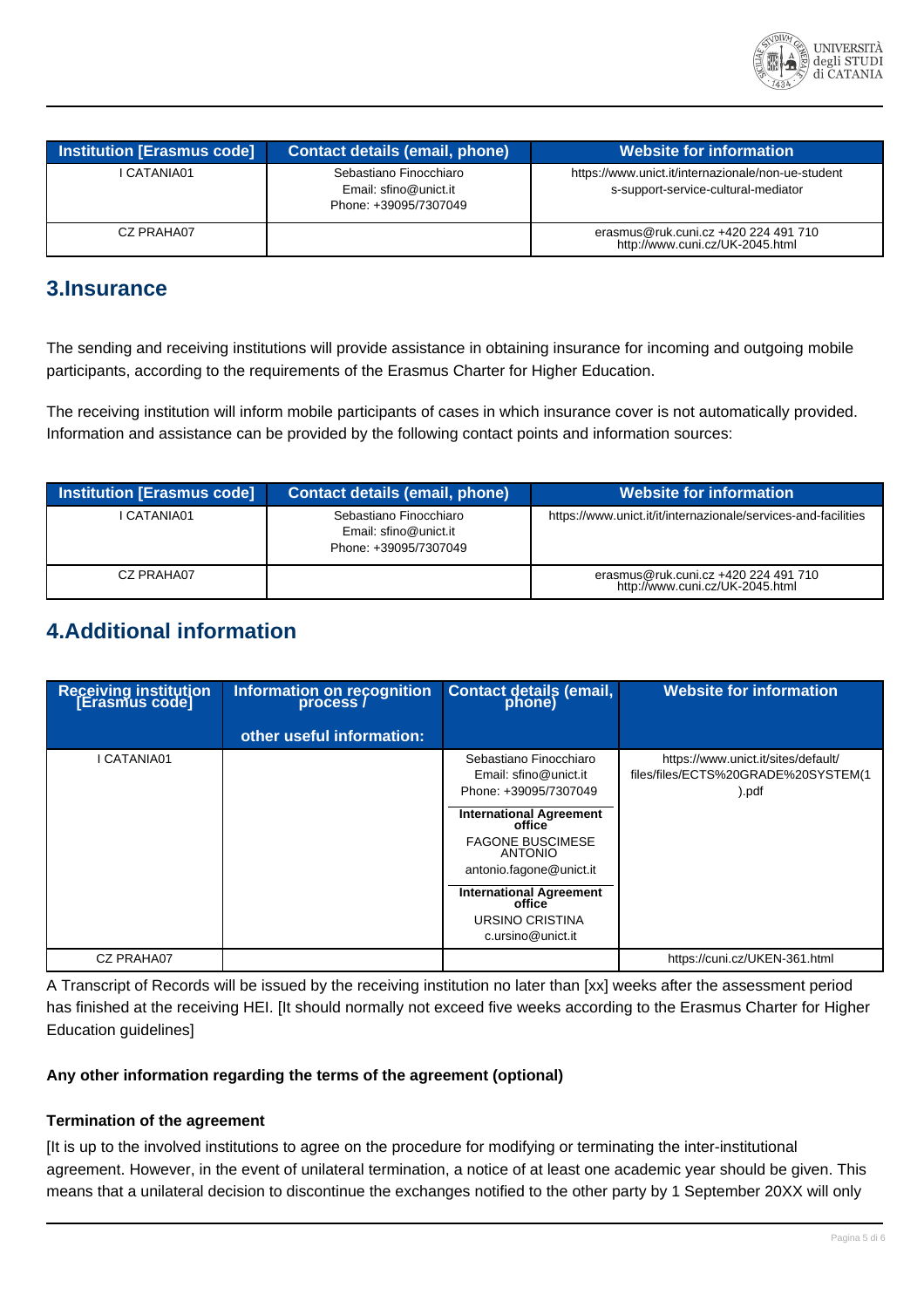| Institution [Erasmus code] | Contact details (email, phone) | Website for information |
|---|---|---|
| I CATANIA01 | Sebastiano Finocchiaro<br>Email: sfino@unict.it<br>Phone: +39095/7307049 | https://www.unict.it/internazionale/non-ue-student s-support-service-cultural-mediator |
| CZ PRAHA07 | | erasmus@ruk.cuni.cz +420 224 491 710<br>http://www.cuni.cz/UK-2045.html |

## 3.Insurance

The sending and receiving institutions will provide assistance in obtaining insurance for incoming and outgoing mobile participants, according to the requirements of the Erasmus Charter for Higher Education.

The receiving institution will inform mobile participants of cases in which insurance cover is not automatically provided. Information and assistance can be provided by the following contact points and information sources:

| Institution [Erasmus code] | Contact details (email, phone) | Website for information |
|---|---|---|
| I CATANIA01 | Sebastiano Finocchiaro<br>Email: sfino@unict.it<br>Phone: +39095/7307049 | https://www.unict.it/it/internazionale/services-and-facilities |
| CZ PRAHA07 | | erasmus@ruk.cuni.cz +420 224 491 710<br>http://www.cuni.cz/UK-2045.html |

## 4.Additional information

| Receiving institution [Erasmus code] | Information on recognition process / other useful information: | Contact details (email, phone) | Website for information |
|---|---|---|---|
| I CATANIA01 | | Sebastiano Finocchiaro<br>Email: sfino@unict.it<br>Phone: +39095/7307049<br>**International Agreement office**<br>FAGONE BUSCIMESE ANTONIO<br>antonio.fagone@unict.it<br>**International Agreement office**<br>URSINO CRISTINA<br>c.ursino@unict.it | https://www.unict.it/sites/default/files/files/ECTS%20GRADE%20SYSTEM(1).pdf |
| CZ PRAHA07 | | | https://cuni.cz/UKEN-361.html |

A Transcript of Records will be issued by the receiving institution no later than [xx] weeks after the assessment period has finished at the receiving HEI. [It should normally not exceed five weeks according to the Erasmus Charter for Higher Education guidelines]

**Any other information regarding the terms of the agreement (optional)**

**Termination of the agreement**

[It is up to the involved institutions to agree on the procedure for modifying or terminating the inter-institutional agreement. However, in the event of unilateral termination, a notice of at least one academic year should be given. This means that a unilateral decision to discontinue the exchanges notified to the other party by 1 September 20XX will only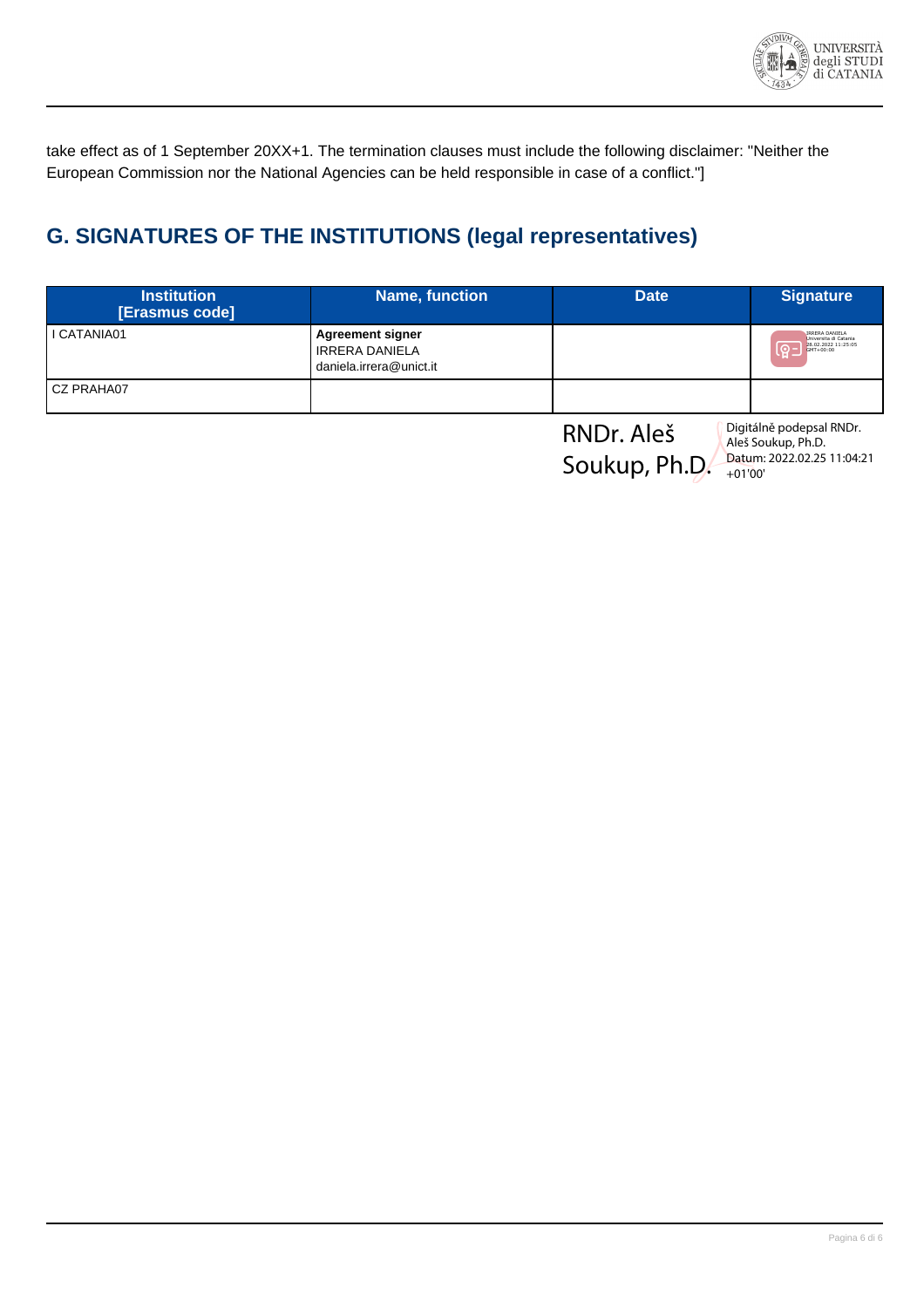take effect as of 1 September 20XX+1. The termination clauses must include the following disclaimer: "Neither the European Commission nor the National Agencies can be held responsible in case of a conflict."]

## G. SIGNATURES OF THE INSTITUTIONS (legal representatives)

| Institution [Erasmus code] | Name, function | Date | Signature |
|---|---|---|---|
| I CATANIA01 | **Agreement signer** IRRERA DANIELA daniela.irrera@unict.it | | IRRERA DANIELA Università di Catania 28.02.2022 11:25:05 GMT+00:00 |
| CZ PRAHA07 | | | |

RNDr. Aleš Soukup, Ph.D.

Digitálně podepsal RNDr. Aleš Soukup, Ph.D.
Datum: 2022.02.25 11:04:21 +01'00'